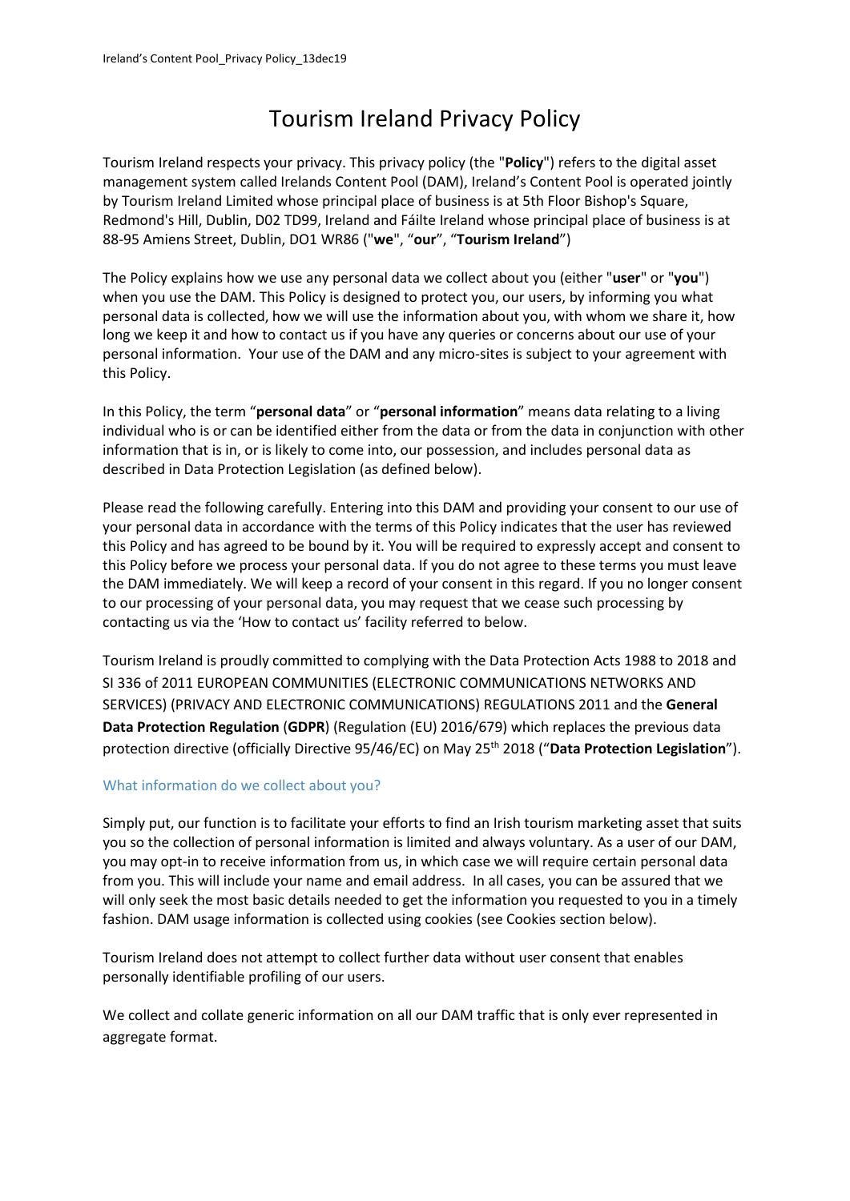# Tourism Ireland Privacy Policy

Tourism Ireland respects your privacy. This privacy policy (the "**Policy**") refers to the digital asset management system called Irelands Content Pool (DAM), Ireland's Content Pool is operated jointly by Tourism Ireland Limited whose principal place of business is at 5th Floor Bishop's Square, Redmond's Hill, Dublin, D02 TD99, Ireland and Fáilte Ireland whose principal place of business is at 88-95 Amiens Street, Dublin, DO1 WR86 ("**we**", "**our**", "**Tourism Ireland**")

The Policy explains how we use any personal data we collect about you (either "**user**" or "**you**") when you use the DAM. This Policy is designed to protect you, our users, by informing you what personal data is collected, how we will use the information about you, with whom we share it, how long we keep it and how to contact us if you have any queries or concerns about our use of your personal information. Your use of the DAM and any micro-sites is subject to your agreement with this Policy.

In this Policy, the term "**personal data**" or "**personal information**" means data relating to a living individual who is or can be identified either from the data or from the data in conjunction with other information that is in, or is likely to come into, our possession, and includes personal data as described in Data Protection Legislation (as defined below).

Please read the following carefully. Entering into this DAM and providing your consent to our use of your personal data in accordance with the terms of this Policy indicates that the user has reviewed this Policy and has agreed to be bound by it. You will be required to expressly accept and consent to this Policy before we process your personal data. If you do not agree to these terms you must leave the DAM immediately. We will keep a record of your consent in this regard. If you no longer consent to our processing of your personal data, you may request that we cease such processing by contacting us via the 'How to contact us' facility referred to below.

Tourism Ireland is proudly committed to complying with the Data Protection Acts 1988 to 2018 and SI 336 of 2011 EUROPEAN COMMUNITIES (ELECTRONIC COMMUNICATIONS NETWORKS AND SERVICES) (PRIVACY AND ELECTRONIC COMMUNICATIONS) REGULATIONS 2011 and the **General Data Protection Regulation** (**GDPR**) (Regulation (EU) 2016/679) which replaces the previous data protection directive (officially Directive 95/46/EC) on May 25th 2018 ("**Data Protection Legislation**").

## What information do we collect about you?

Simply put, our function is to facilitate your efforts to find an Irish tourism marketing asset that suits you so the collection of personal information is limited and always voluntary. As a user of our DAM, you may opt-in to receive information from us, in which case we will require certain personal data from you. This will include your name and email address. In all cases, you can be assured that we will only seek the most basic details needed to get the information you requested to you in a timely fashion. DAM usage information is collected using cookies (see Cookies section below).

Tourism Ireland does not attempt to collect further data without user consent that enables personally identifiable profiling of our users.

We collect and collate generic information on all our DAM traffic that is only ever represented in aggregate format.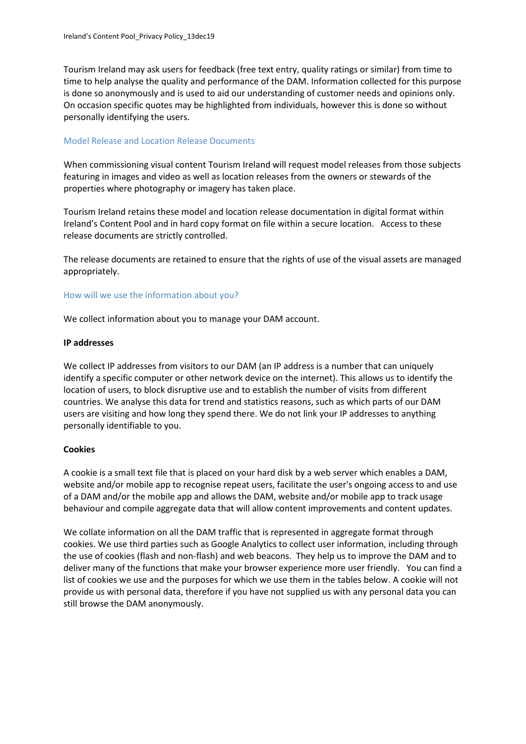Tourism Ireland may ask users for feedback (free text entry, quality ratings or similar) from time to time to help analyse the quality and performance of the DAM. Information collected for this purpose is done so anonymously and is used to aid our understanding of customer needs and opinions only. On occasion specific quotes may be highlighted from individuals, however this is done so without personally identifying the users.

## Model Release and Location Release Documents

When commissioning visual content Tourism Ireland will request model releases from those subjects featuring in images and video as well as location releases from the owners or stewards of the properties where photography or imagery has taken place.

Tourism Ireland retains these model and location release documentation in digital format within Ireland's Content Pool and in hard copy format on file within a secure location. Access to these release documents are strictly controlled.

The release documents are retained to ensure that the rights of use of the visual assets are managed appropriately.

## How will we use the information about you?

We collect information about you to manage your DAM account.

**IP addresses**

We collect IP addresses from visitors to our DAM (an IP address is a number that can uniquely identify a specific computer or other network device on the internet). This allows us to identify the location of users, to block disruptive use and to establish the number of visits from different countries. We analyse this data for trend and statistics reasons, such as which parts of our DAM users are visiting and how long they spend there. We do not link your IP addresses to anything personally identifiable to you.

**Cookies**

A cookie is a small text file that is placed on your hard disk by a web server which enables a DAM, website and/or mobile app to recognise repeat users, facilitate the user's ongoing access to and use of a DAM and/or the mobile app and allows the DAM, website and/or mobile app to track usage behaviour and compile aggregate data that will allow content improvements and content updates.

We collate information on all the DAM traffic that is represented in aggregate format through cookies. We use third parties such as Google Analytics to collect user information, including through the use of cookies (flash and non-flash) and web beacons. They help us to improve the DAM and to deliver many of the functions that make your browser experience more user friendly. You can find a list of cookies we use and the purposes for which we use them in the tables below. A cookie will not provide us with personal data, therefore if you have not supplied us with any personal data you can still browse the DAM anonymously.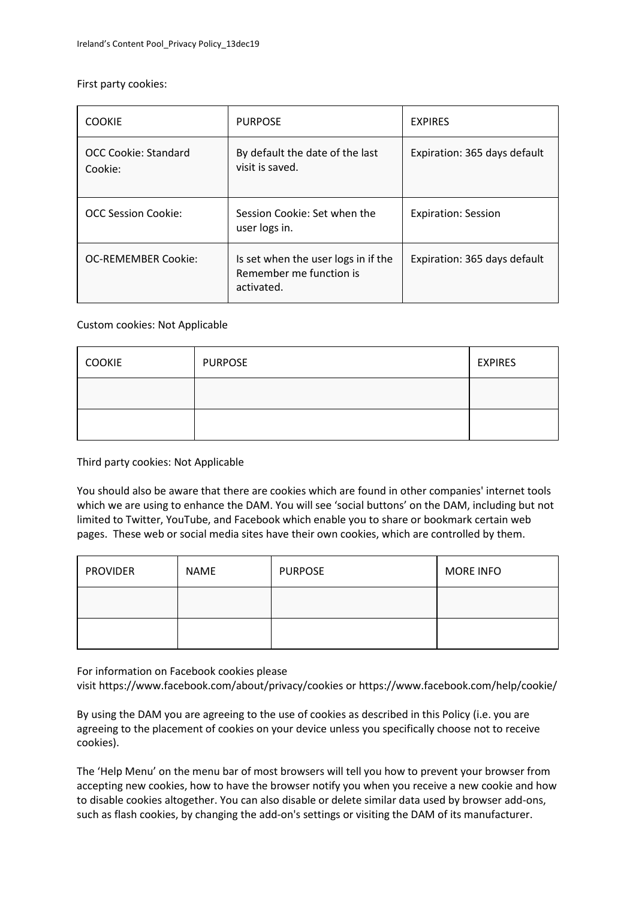First party cookies:

| COOKIE | PURPOSE | EXPIRES |
| --- | --- | --- |
| OCC Cookie: Standard Cookie: | By default the date of the last visit is saved. | Expiration: 365 days default |
| OCC Session Cookie: | Session Cookie: Set when the user logs in. | Expiration: Session |
| OC-REMEMBER Cookie: | Is set when the user logs in if the Remember me function is activated. | Expiration: 365 days default |

Custom cookies: Not Applicable

| COOKIE | PURPOSE | EXPIRES |
| --- | --- | --- |
| | | |
| | | |

Third party cookies: Not Applicable

You should also be aware that there are cookies which are found in other companies' internet tools which we are using to enhance the DAM. You will see 'social buttons' on the DAM, including but not limited to Twitter, YouTube, and Facebook which enable you to share or bookmark certain web pages. These web or social media sites have their own cookies, which are controlled by them.

| PROVIDER | NAME | PURPOSE | MORE INFO |
| --- | --- | --- | --- |
| | | | |
| | | | |

For information on Facebook cookies please visit https://www.facebook.com/about/privacy/cookies or https://www.facebook.com/help/cookie/

By using the DAM you are agreeing to the use of cookies as described in this Policy (i.e. you are agreeing to the placement of cookies on your device unless you specifically choose not to receive cookies).

The 'Help Menu' on the menu bar of most browsers will tell you how to prevent your browser from accepting new cookies, how to have the browser notify you when you receive a new cookie and how to disable cookies altogether. You can also disable or delete similar data used by browser add-ons, such as flash cookies, by changing the add-on's settings or visiting the DAM of its manufacturer.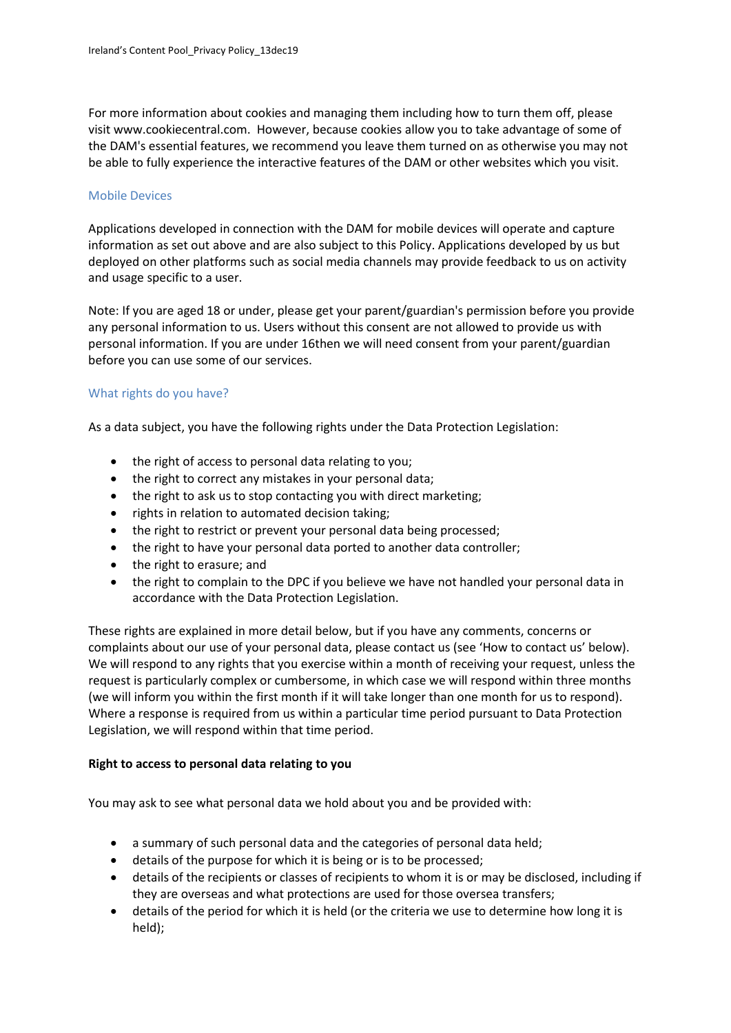For more information about cookies and managing them including how to turn them off, please visit www.cookiecentral.com. However, because cookies allow you to take advantage of some of the DAM's essential features, we recommend you leave them turned on as otherwise you may not be able to fully experience the interactive features of the DAM or other websites which you visit.

### Mobile Devices

Applications developed in connection with the DAM for mobile devices will operate and capture information as set out above and are also subject to this Policy. Applications developed by us but deployed on other platforms such as social media channels may provide feedback to us on activity and usage specific to a user.

Note: If you are aged 18 or under, please get your parent/guardian's permission before you provide any personal information to us. Users without this consent are not allowed to provide us with personal information. If you are under 16then we will need consent from your parent/guardian before you can use some of our services.

### What rights do you have?

As a data subject, you have the following rights under the Data Protection Legislation:

- the right of access to personal data relating to you;
- the right to correct any mistakes in your personal data;
- the right to ask us to stop contacting you with direct marketing;
- rights in relation to automated decision taking;
- the right to restrict or prevent your personal data being processed;
- the right to have your personal data ported to another data controller;
- the right to erasure; and
- the right to complain to the DPC if you believe we have not handled your personal data in accordance with the Data Protection Legislation.

These rights are explained in more detail below, but if you have any comments, concerns or complaints about our use of your personal data, please contact us (see 'How to contact us' below). We will respond to any rights that you exercise within a month of receiving your request, unless the request is particularly complex or cumbersome, in which case we will respond within three months (we will inform you within the first month if it will take longer than one month for us to respond). Where a response is required from us within a particular time period pursuant to Data Protection Legislation, we will respond within that time period.

**Right to access to personal data relating to you**

You may ask to see what personal data we hold about you and be provided with:

- a summary of such personal data and the categories of personal data held;
- details of the purpose for which it is being or is to be processed;
- details of the recipients or classes of recipients to whom it is or may be disclosed, including if they are overseas and what protections are used for those oversea transfers;
- details of the period for which it is held (or the criteria we use to determine how long it is held);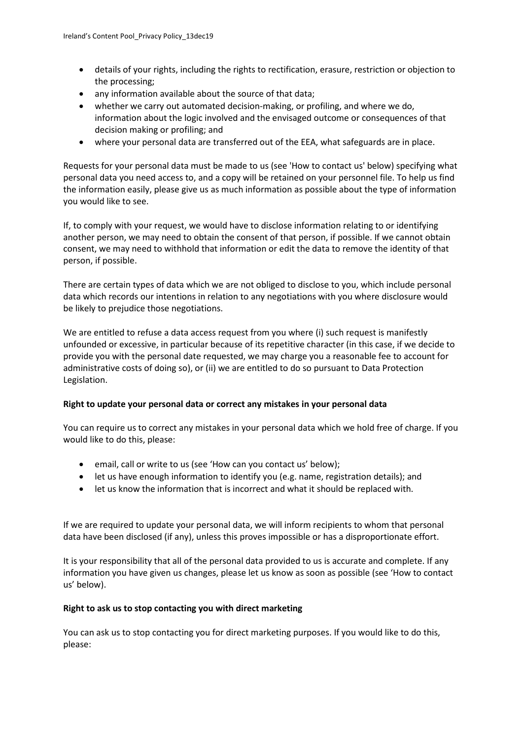- details of your rights, including the rights to rectification, erasure, restriction or objection to the processing;
- any information available about the source of that data;
- whether we carry out automated decision-making, or profiling, and where we do, information about the logic involved and the envisaged outcome or consequences of that decision making or profiling; and
- where your personal data are transferred out of the EEA, what safeguards are in place.

Requests for your personal data must be made to us (see 'How to contact us' below) specifying what personal data you need access to, and a copy will be retained on your personnel file. To help us find the information easily, please give us as much information as possible about the type of information you would like to see.

If, to comply with your request, we would have to disclose information relating to or identifying another person, we may need to obtain the consent of that person, if possible. If we cannot obtain consent, we may need to withhold that information or edit the data to remove the identity of that person, if possible.

There are certain types of data which we are not obliged to disclose to you, which include personal data which records our intentions in relation to any negotiations with you where disclosure would be likely to prejudice those negotiations.

We are entitled to refuse a data access request from you where (i) such request is manifestly unfounded or excessive, in particular because of its repetitive character (in this case, if we decide to provide you with the personal date requested, we may charge you a reasonable fee to account for administrative costs of doing so), or (ii) we are entitled to do so pursuant to Data Protection Legislation.

**Right to update your personal data or correct any mistakes in your personal data**

You can require us to correct any mistakes in your personal data which we hold free of charge. If you would like to do this, please:

- email, call or write to us (see 'How can you contact us' below);
- let us have enough information to identify you (e.g. name, registration details); and
- let us know the information that is incorrect and what it should be replaced with.

If we are required to update your personal data, we will inform recipients to whom that personal data have been disclosed (if any), unless this proves impossible or has a disproportionate effort.

It is your responsibility that all of the personal data provided to us is accurate and complete. If any information you have given us changes, please let us know as soon as possible (see 'How to contact us' below).

**Right to ask us to stop contacting you with direct marketing**

You can ask us to stop contacting you for direct marketing purposes. If you would like to do this, please: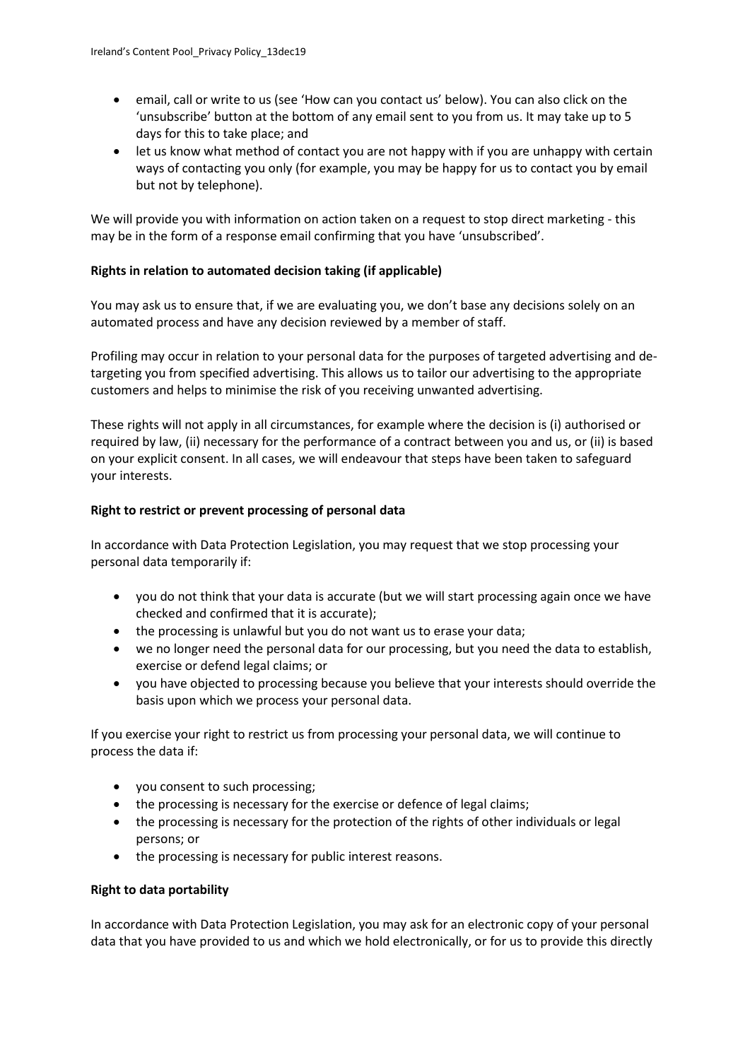- email, call or write to us (see 'How can you contact us' below). You can also click on the 'unsubscribe' button at the bottom of any email sent to you from us. It may take up to 5 days for this to take place; and
- let us know what method of contact you are not happy with if you are unhappy with certain ways of contacting you only (for example, you may be happy for us to contact you by email but not by telephone).

We will provide you with information on action taken on a request to stop direct marketing - this may be in the form of a response email confirming that you have 'unsubscribed'.

**Rights in relation to automated decision taking (if applicable)**

You may ask us to ensure that, if we are evaluating you, we don't base any decisions solely on an automated process and have any decision reviewed by a member of staff.

Profiling may occur in relation to your personal data for the purposes of targeted advertising and de-targeting you from specified advertising. This allows us to tailor our advertising to the appropriate customers and helps to minimise the risk of you receiving unwanted advertising.

These rights will not apply in all circumstances, for example where the decision is (i) authorised or required by law, (ii) necessary for the performance of a contract between you and us, or (ii) is based on your explicit consent. In all cases, we will endeavour that steps have been taken to safeguard your interests.

**Right to restrict or prevent processing of personal data**

In accordance with Data Protection Legislation, you may request that we stop processing your personal data temporarily if:

- you do not think that your data is accurate (but we will start processing again once we have checked and confirmed that it is accurate);
- the processing is unlawful but you do not want us to erase your data;
- we no longer need the personal data for our processing, but you need the data to establish, exercise or defend legal claims; or
- you have objected to processing because you believe that your interests should override the basis upon which we process your personal data.

If you exercise your right to restrict us from processing your personal data, we will continue to process the data if:

- you consent to such processing;
- the processing is necessary for the exercise or defence of legal claims;
- the processing is necessary for the protection of the rights of other individuals or legal persons; or
- the processing is necessary for public interest reasons.

**Right to data portability**

In accordance with Data Protection Legislation, you may ask for an electronic copy of your personal data that you have provided to us and which we hold electronically, or for us to provide this directly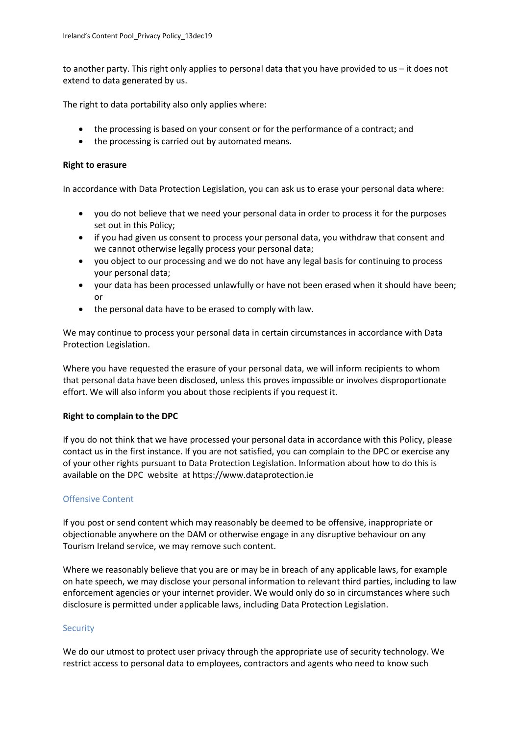to another party. This right only applies to personal data that you have provided to us – it does not extend to data generated by us.

The right to data portability also only applies where:

- the processing is based on your consent or for the performance of a contract; and
- the processing is carried out by automated means.

**Right to erasure**

In accordance with Data Protection Legislation, you can ask us to erase your personal data where:

- you do not believe that we need your personal data in order to process it for the purposes set out in this Policy;
- if you had given us consent to process your personal data, you withdraw that consent and we cannot otherwise legally process your personal data;
- you object to our processing and we do not have any legal basis for continuing to process your personal data;
- your data has been processed unlawfully or have not been erased when it should have been; or
- the personal data have to be erased to comply with law.

We may continue to process your personal data in certain circumstances in accordance with Data Protection Legislation.

Where you have requested the erasure of your personal data, we will inform recipients to whom that personal data have been disclosed, unless this proves impossible or involves disproportionate effort. We will also inform you about those recipients if you request it.

**Right to complain to the DPC**

If you do not think that we have processed your personal data in accordance with this Policy, please contact us in the first instance. If you are not satisfied, you can complain to the DPC or exercise any of your other rights pursuant to Data Protection Legislation. Information about how to do this is available on the DPC website at https://www.dataprotection.ie

## Offensive Content

If you post or send content which may reasonably be deemed to be offensive, inappropriate or objectionable anywhere on the DAM or otherwise engage in any disruptive behaviour on any Tourism Ireland service, we may remove such content.

Where we reasonably believe that you are or may be in breach of any applicable laws, for example on hate speech, we may disclose your personal information to relevant third parties, including to law enforcement agencies or your internet provider. We would only do so in circumstances where such disclosure is permitted under applicable laws, including Data Protection Legislation.

## Security

We do our utmost to protect user privacy through the appropriate use of security technology. We restrict access to personal data to employees, contractors and agents who need to know such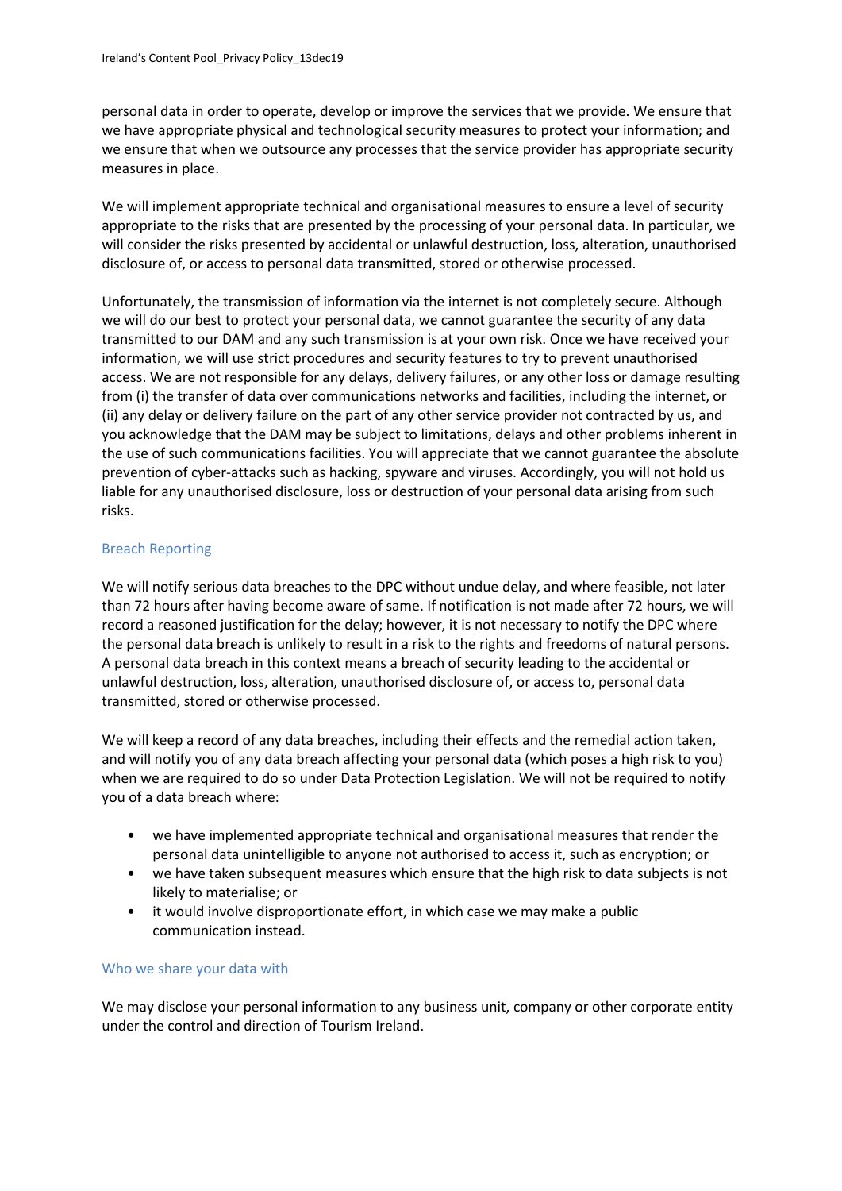personal data in order to operate, develop or improve the services that we provide. We ensure that we have appropriate physical and technological security measures to protect your information; and we ensure that when we outsource any processes that the service provider has appropriate security measures in place.

We will implement appropriate technical and organisational measures to ensure a level of security appropriate to the risks that are presented by the processing of your personal data. In particular, we will consider the risks presented by accidental or unlawful destruction, loss, alteration, unauthorised disclosure of, or access to personal data transmitted, stored or otherwise processed.

Unfortunately, the transmission of information via the internet is not completely secure. Although we will do our best to protect your personal data, we cannot guarantee the security of any data transmitted to our DAM and any such transmission is at your own risk. Once we have received your information, we will use strict procedures and security features to try to prevent unauthorised access. We are not responsible for any delays, delivery failures, or any other loss or damage resulting from (i) the transfer of data over communications networks and facilities, including the internet, or (ii) any delay or delivery failure on the part of any other service provider not contracted by us, and you acknowledge that the DAM may be subject to limitations, delays and other problems inherent in the use of such communications facilities. You will appreciate that we cannot guarantee the absolute prevention of cyber-attacks such as hacking, spyware and viruses. Accordingly, you will not hold us liable for any unauthorised disclosure, loss or destruction of your personal data arising from such risks.

## Breach Reporting

We will notify serious data breaches to the DPC without undue delay, and where feasible, not later than 72 hours after having become aware of same. If notification is not made after 72 hours, we will record a reasoned justification for the delay; however, it is not necessary to notify the DPC where the personal data breach is unlikely to result in a risk to the rights and freedoms of natural persons. A personal data breach in this context means a breach of security leading to the accidental or unlawful destruction, loss, alteration, unauthorised disclosure of, or access to, personal data transmitted, stored or otherwise processed.

We will keep a record of any data breaches, including their effects and the remedial action taken, and will notify you of any data breach affecting your personal data (which poses a high risk to you) when we are required to do so under Data Protection Legislation. We will not be required to notify you of a data breach where:

- we have implemented appropriate technical and organisational measures that render the personal data unintelligible to anyone not authorised to access it, such as encryption; or
- we have taken subsequent measures which ensure that the high risk to data subjects is not likely to materialise; or
- it would involve disproportionate effort, in which case we may make a public communication instead.

## Who we share your data with

We may disclose your personal information to any business unit, company or other corporate entity under the control and direction of Tourism Ireland.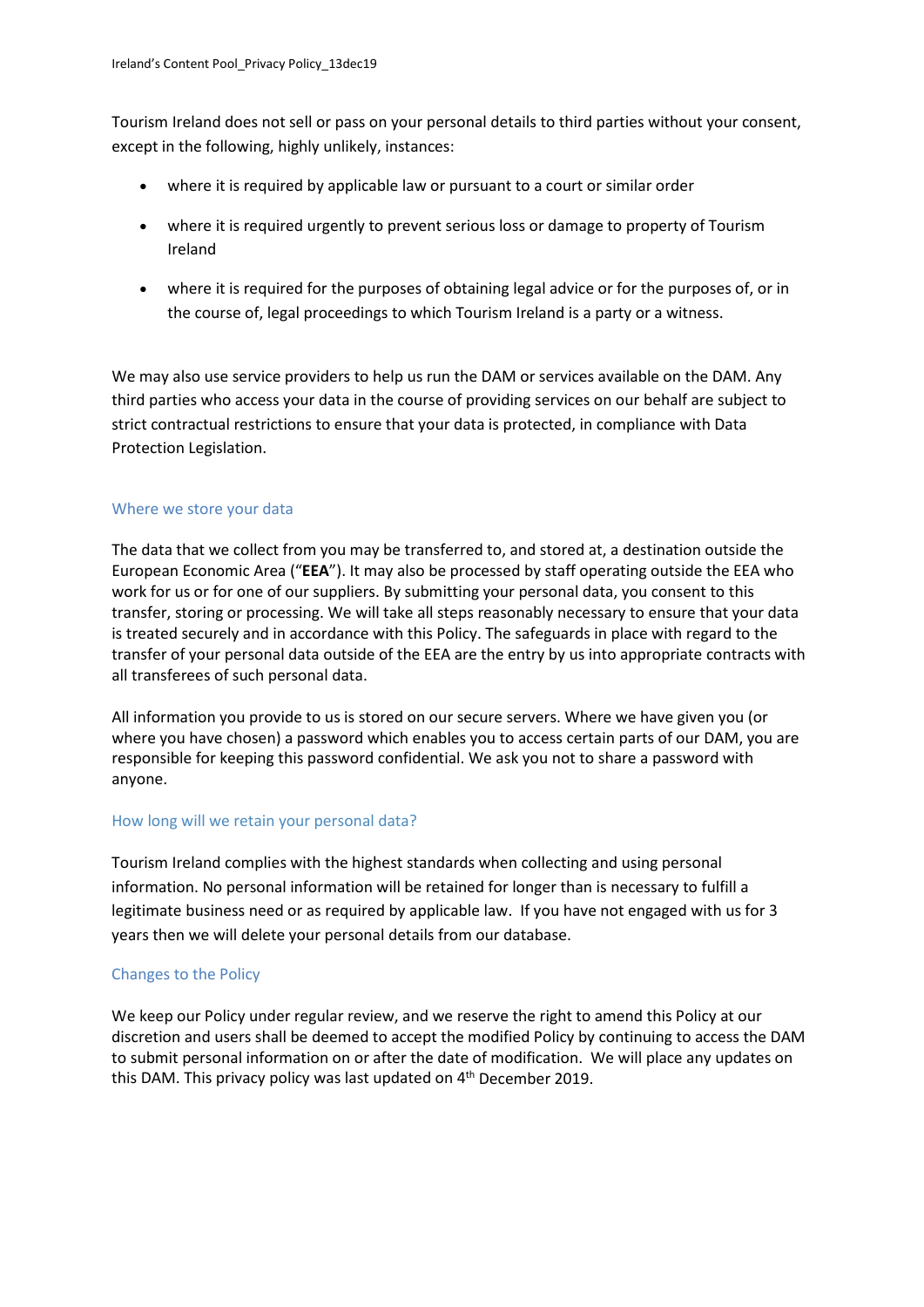Tourism Ireland does not sell or pass on your personal details to third parties without your consent, except in the following, highly unlikely, instances:

- where it is required by applicable law or pursuant to a court or similar order
- where it is required urgently to prevent serious loss or damage to property of Tourism Ireland
- where it is required for the purposes of obtaining legal advice or for the purposes of, or in the course of, legal proceedings to which Tourism Ireland is a party or a witness.

We may also use service providers to help us run the DAM or services available on the DAM. Any third parties who access your data in the course of providing services on our behalf are subject to strict contractual restrictions to ensure that your data is protected, in compliance with Data Protection Legislation.

## Where we store your data

The data that we collect from you may be transferred to, and stored at, a destination outside the European Economic Area ("**EEA**"). It may also be processed by staff operating outside the EEA who work for us or for one of our suppliers. By submitting your personal data, you consent to this transfer, storing or processing. We will take all steps reasonably necessary to ensure that your data is treated securely and in accordance with this Policy. The safeguards in place with regard to the transfer of your personal data outside of the EEA are the entry by us into appropriate contracts with all transferees of such personal data.

All information you provide to us is stored on our secure servers. Where we have given you (or where you have chosen) a password which enables you to access certain parts of our DAM, you are responsible for keeping this password confidential. We ask you not to share a password with anyone.

## How long will we retain your personal data?

Tourism Ireland complies with the highest standards when collecting and using personal information. No personal information will be retained for longer than is necessary to fulfill a legitimate business need or as required by applicable law. If you have not engaged with us for 3 years then we will delete your personal details from our database.

## Changes to the Policy

We keep our Policy under regular review, and we reserve the right to amend this Policy at our discretion and users shall be deemed to accept the modified Policy by continuing to access the DAM to submit personal information on or after the date of modification. We will place any updates on this DAM. This privacy policy was last updated on 4th December 2019.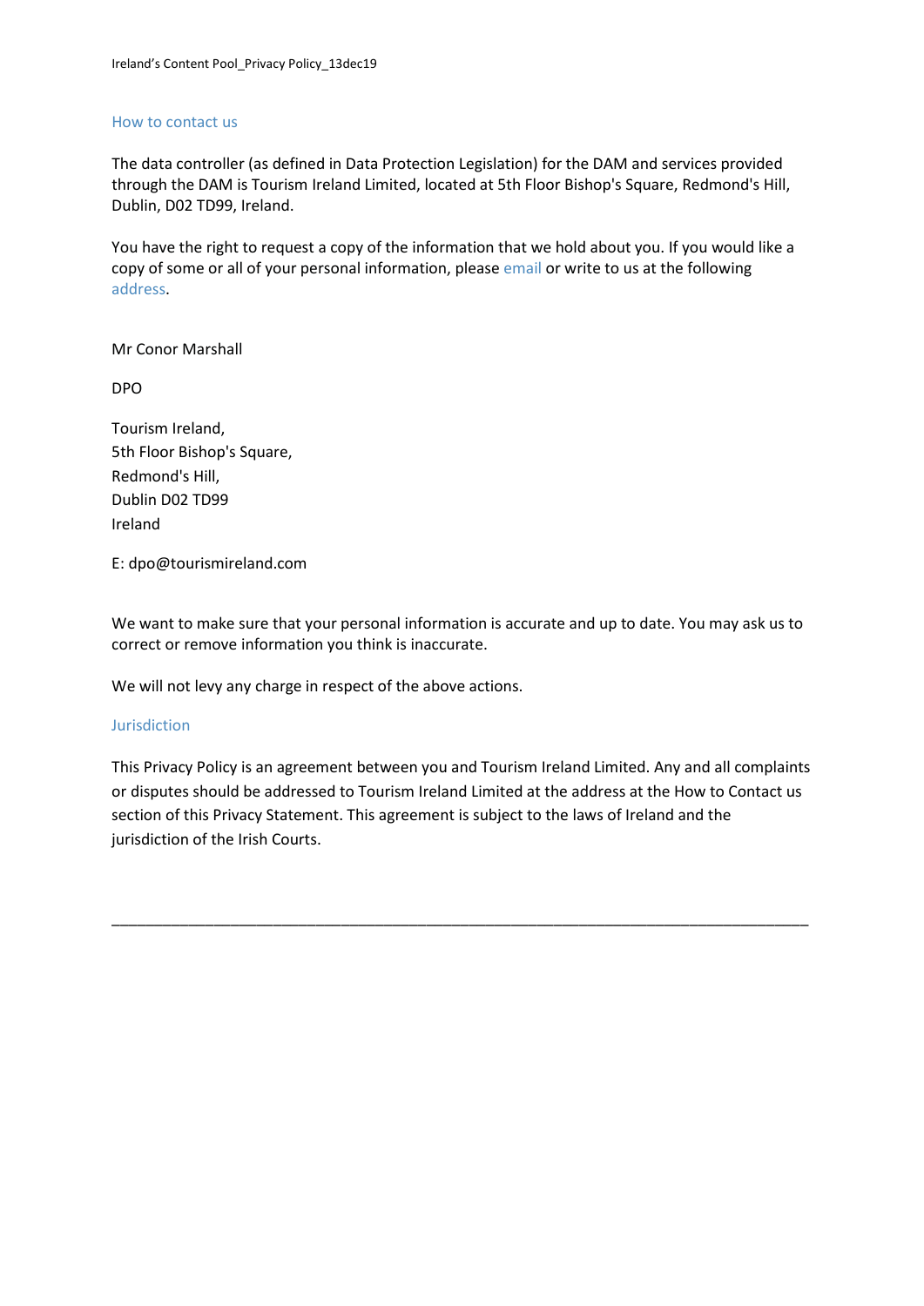## How to contact us

The data controller (as defined in Data Protection Legislation) for the DAM and services provided through the DAM is Tourism Ireland Limited, located at 5th Floor Bishop's Square, Redmond's Hill, Dublin, D02 TD99, Ireland.

You have the right to request a copy of the information that we hold about you. If you would like a copy of some or all of your personal information, please email or write to us at the following address.

Mr Conor Marshall

DPO

Tourism Ireland,
5th Floor Bishop's Square,
Redmond's Hill,
Dublin D02 TD99
Ireland

E: dpo@tourismireland.com

We want to make sure that your personal information is accurate and up to date. You may ask us to correct or remove information you think is inaccurate.

We will not levy any charge in respect of the above actions.

## Jurisdiction

This Privacy Policy is an agreement between you and Tourism Ireland Limited. Any and all complaints or disputes should be addressed to Tourism Ireland Limited at the address at the How to Contact us section of this Privacy Statement. This agreement is subject to the laws of Ireland and the jurisdiction of the Irish Courts.

---